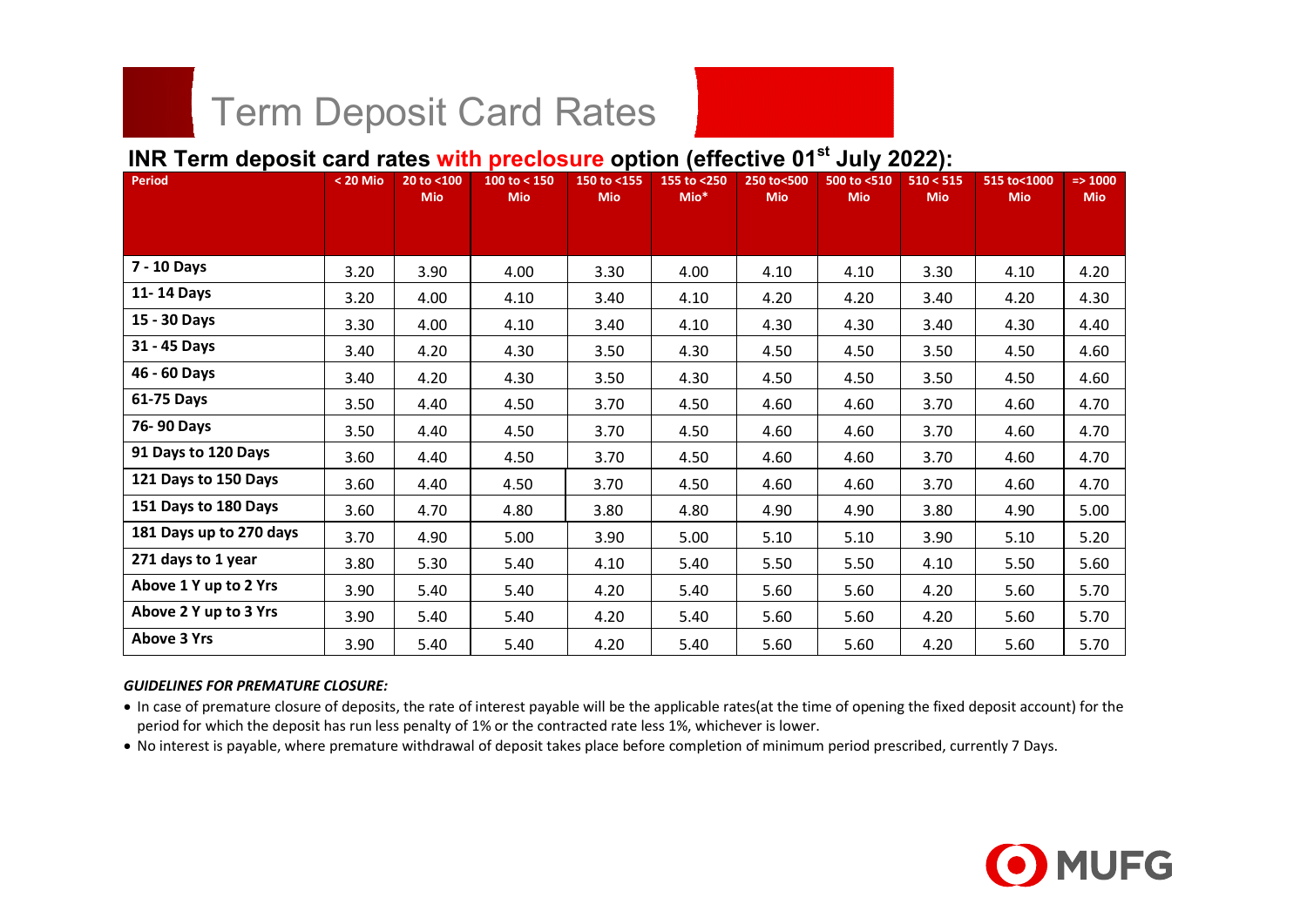# Term Deposit Card Rates

## INR Term deposit card rates with preclosure option (effective 01st July 2022):

| Period | < 20 Mio | 20 to <100 Mio | 100 to < 150 Mio | 150 to <155 Mio | 155 to <250 Mio* | 250 to<500 Mio | 500 to <510 Mio | 510 < 515 Mio | 515 to<1000 Mio | => 1000 Mio |
|---|---|---|---|---|---|---|---|---|---|---|
| 7 - 10 Days | 3.20 | 3.90 | 4.00 | 3.30 | 4.00 | 4.10 | 4.10 | 3.30 | 4.10 | 4.20 |
| 11- 14 Days | 3.20 | 4.00 | 4.10 | 3.40 | 4.10 | 4.20 | 4.20 | 3.40 | 4.20 | 4.30 |
| 15 - 30 Days | 3.30 | 4.00 | 4.10 | 3.40 | 4.10 | 4.30 | 4.30 | 3.40 | 4.30 | 4.40 |
| 31 - 45 Days | 3.40 | 4.20 | 4.30 | 3.50 | 4.30 | 4.50 | 4.50 | 3.50 | 4.50 | 4.60 |
| 46 - 60 Days | 3.40 | 4.20 | 4.30 | 3.50 | 4.30 | 4.50 | 4.50 | 3.50 | 4.50 | 4.60 |
| 61-75 Days | 3.50 | 4.40 | 4.50 | 3.70 | 4.50 | 4.60 | 4.60 | 3.70 | 4.60 | 4.70 |
| 76- 90 Days | 3.50 | 4.40 | 4.50 | 3.70 | 4.50 | 4.60 | 4.60 | 3.70 | 4.60 | 4.70 |
| 91 Days to 120 Days | 3.60 | 4.40 | 4.50 | 3.70 | 4.50 | 4.60 | 4.60 | 3.70 | 4.60 | 4.70 |
| 121 Days to 150 Days | 3.60 | 4.40 | 4.50 | 3.70 | 4.50 | 4.60 | 4.60 | 3.70 | 4.60 | 4.70 |
| 151 Days to 180 Days | 3.60 | 4.70 | 4.80 | 3.80 | 4.80 | 4.90 | 4.90 | 3.80 | 4.90 | 5.00 |
| 181 Days up to 270 days | 3.70 | 4.90 | 5.00 | 3.90 | 5.00 | 5.10 | 5.10 | 3.90 | 5.10 | 5.20 |
| 271 days to 1 year | 3.80 | 5.30 | 5.40 | 4.10 | 5.40 | 5.50 | 5.50 | 4.10 | 5.50 | 5.60 |
| Above 1 Y up to 2 Yrs | 3.90 | 5.40 | 5.40 | 4.20 | 5.40 | 5.60 | 5.60 | 4.20 | 5.60 | 5.70 |
| Above 2 Y up to 3 Yrs | 3.90 | 5.40 | 5.40 | 4.20 | 5.40 | 5.60 | 5.60 | 4.20 | 5.60 | 5.70 |
| Above 3 Yrs | 3.90 | 5.40 | 5.40 | 4.20 | 5.40 | 5.60 | 5.60 | 4.20 | 5.60 | 5.70 |

***GUIDELINES FOR PREMATURE CLOSURE:***

- In case of premature closure of deposits, the rate of interest payable will be the applicable rates(at the time of opening the fixed deposit account) for the period for which the deposit has run less penalty of 1% or the contracted rate less 1%, whichever is lower.
- No interest is payable, where premature withdrawal of deposit takes place before completion of minimum period prescribed, currently 7 Days.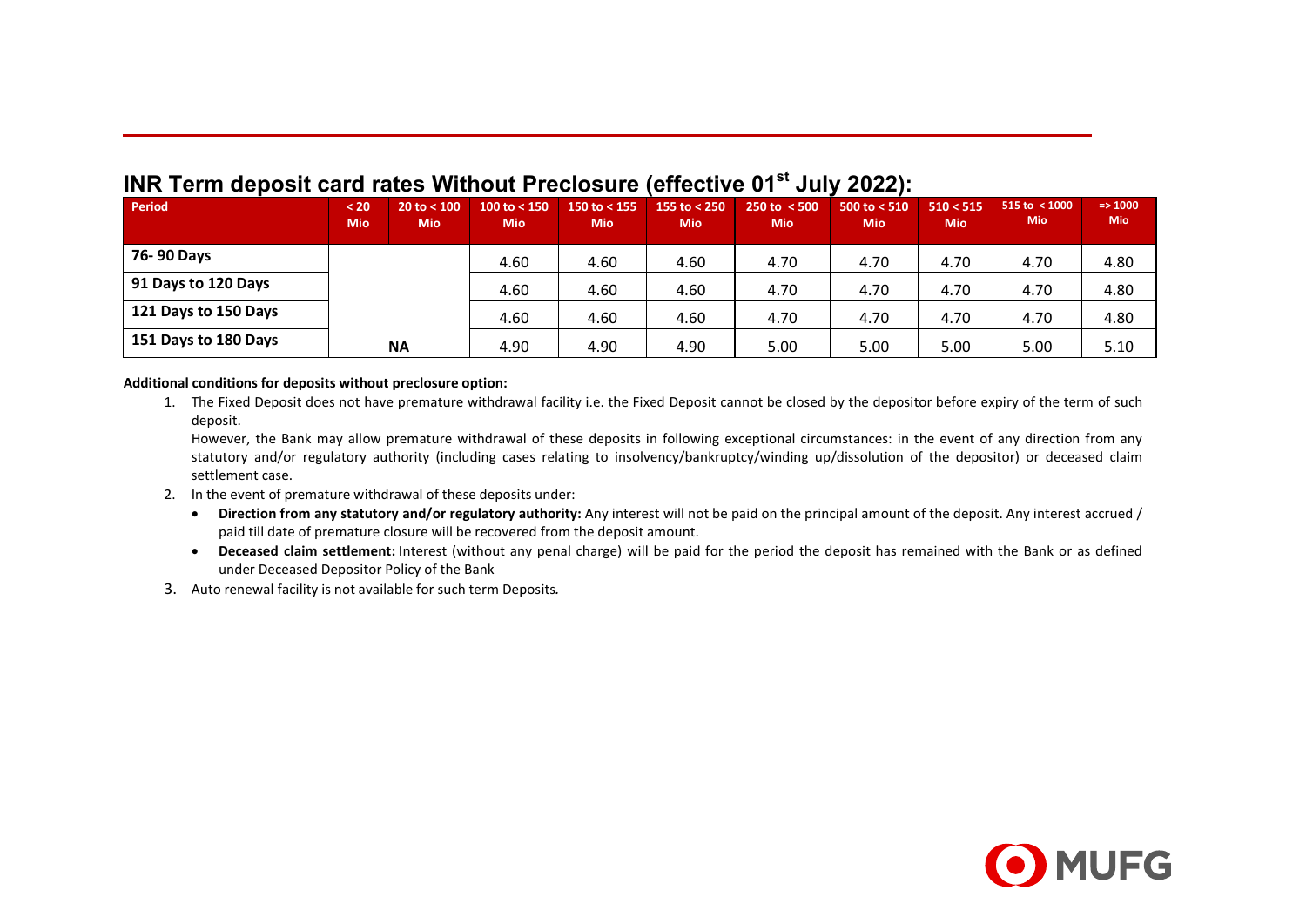## INR Term deposit card rates Without Preclosure (effective 01st July 2022):

| Period | < 20 Mio | 20 to < 100 Mio | 100 to < 150 Mio | 150 to < 155 Mio | 155 to < 250 Mio | 250 to < 500 Mio | 500 to < 510 Mio | 510 < 515 Mio | 515 to < 1000 Mio | => 1000 Mio |
|---|---|---|---|---|---|---|---|---|---|---|
| 76- 90 Days | NA | | 4.60 | 4.60 | 4.60 | 4.70 | 4.70 | 4.70 | 4.70 | 4.80 |
| 91 Days to 120 Days | | | 4.60 | 4.60 | 4.60 | 4.70 | 4.70 | 4.70 | 4.70 | 4.80 |
| 121 Days to 150 Days | | | 4.60 | 4.60 | 4.60 | 4.70 | 4.70 | 4.70 | 4.70 | 4.80 |
| 151 Days to 180 Days | | | 4.90 | 4.90 | 4.90 | 5.00 | 5.00 | 5.00 | 5.00 | 5.10 |

**Additional conditions for deposits without preclosure option:**

1. The Fixed Deposit does not have premature withdrawal facility i.e. the Fixed Deposit cannot be closed by the depositor before expiry of the term of such deposit.
   However, the Bank may allow premature withdrawal of these deposits in following exceptional circumstances: in the event of any direction from any statutory and/or regulatory authority (including cases relating to insolvency/bankruptcy/winding up/dissolution of the depositor) or deceased claim settlement case.
2. In the event of premature withdrawal of these deposits under:
   - **Direction from any statutory and/or regulatory authority:** Any interest will not be paid on the principal amount of the deposit. Any interest accrued / paid till date of premature closure will be recovered from the deposit amount.
   - **Deceased claim settlement:** Interest (without any penal charge) will be paid for the period the deposit has remained with the Bank or as defined under Deceased Depositor Policy of the Bank
3. Auto renewal facility is not available for such term Deposits.